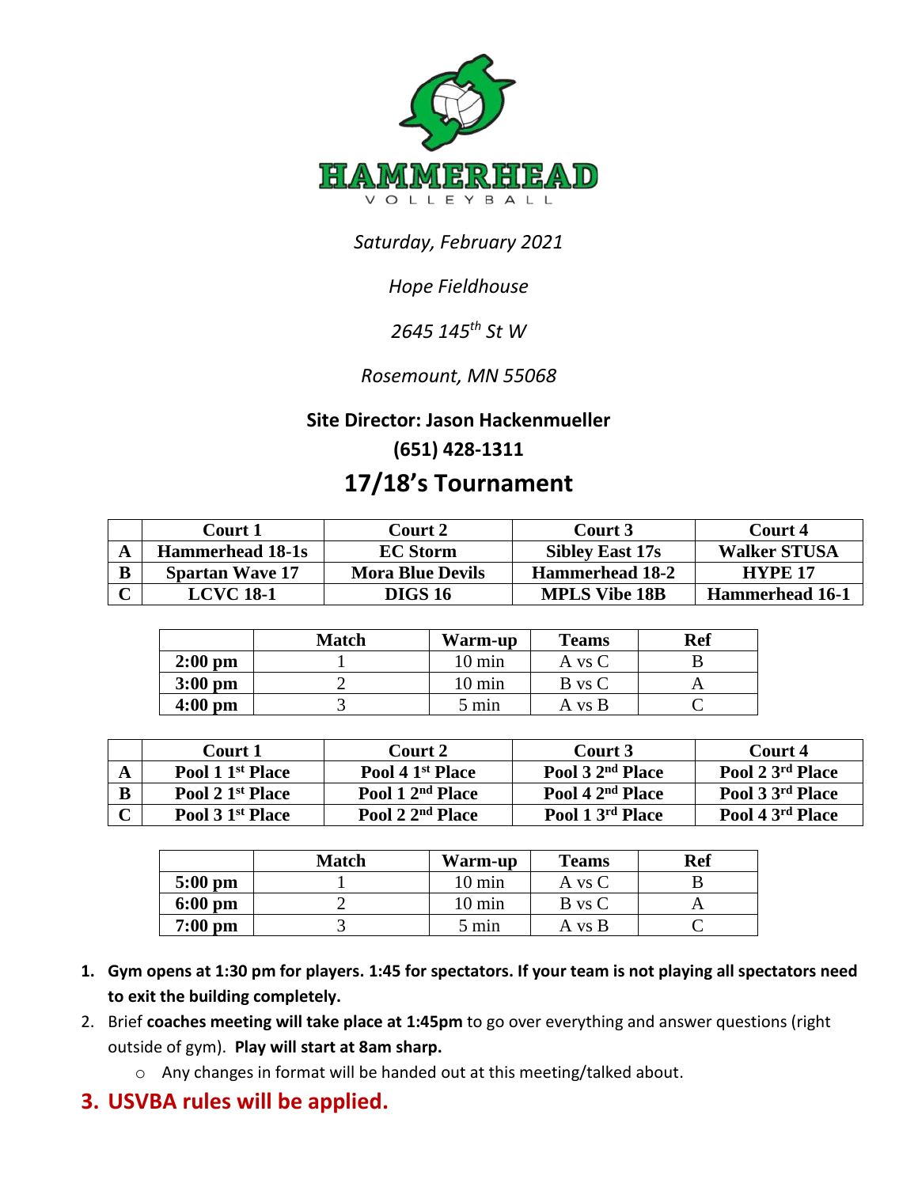*Saturday, February 2021*

*Hope Fieldhouse*

*2645 145th St W*

*Rosemount, MN 55068*

**Site Director: Jason Hackenmueller**

**(651) 428-1311**

## 17/18's Tournament

| | Court 1 | Court 2 | Court 3 | Court 4 |
|---|---|---|---|---|
| **A** | **Hammerhead 18-1s** | **EC Storm** | **Sibley East 17s** | **Walker STUSA** |
| **B** | **Spartan Wave 17** | **Mora Blue Devils** | **Hammerhead 18-2** | **HYPE 17** |
| **C** | **LCVC 18-1** | **DIGS 16** | **MPLS Vibe 18B** | **Hammerhead 16-1** |

| | Match | Warm-up | Teams | Ref |
|---|---|---|---|---|
| **2:00 pm** | 1 | 10 min | A vs C | B |
| **3:00 pm** | 2 | 10 min | B vs C | A |
| **4:00 pm** | 3 | 5 min | A vs B | C |

| | Court 1 | Court 2 | Court 3 | Court 4 |
|---|---|---|---|---|
| **A** | **Pool 1 1st Place** | **Pool 4 1st Place** | **Pool 3 2nd Place** | **Pool 2 3rd Place** |
| **B** | **Pool 2 1st Place** | **Pool 1 2nd Place** | **Pool 4 2nd Place** | **Pool 3 3rd Place** |
| **C** | **Pool 3 1st Place** | **Pool 2 2nd Place** | **Pool 1 3rd Place** | **Pool 4 3rd Place** |

| | Match | Warm-up | Teams | Ref |
|---|---|---|---|---|
| **5:00 pm** | 1 | 10 min | A vs C | B |
| **6:00 pm** | 2 | 10 min | B vs C | A |
| **7:00 pm** | 3 | 5 min | A vs B | C |

1. **Gym opens at 1:30 pm for players. 1:45 for spectators. If your team is not playing all spectators need to exit the building completely.**
2. Brief **coaches meeting will take place at 1:45pm** to go over everything and answer questions (right outside of gym). **Play will start at 8am sharp.**
   - Any changes in format will be handed out at this meeting/talked about.
3. **USVBA rules will be applied.**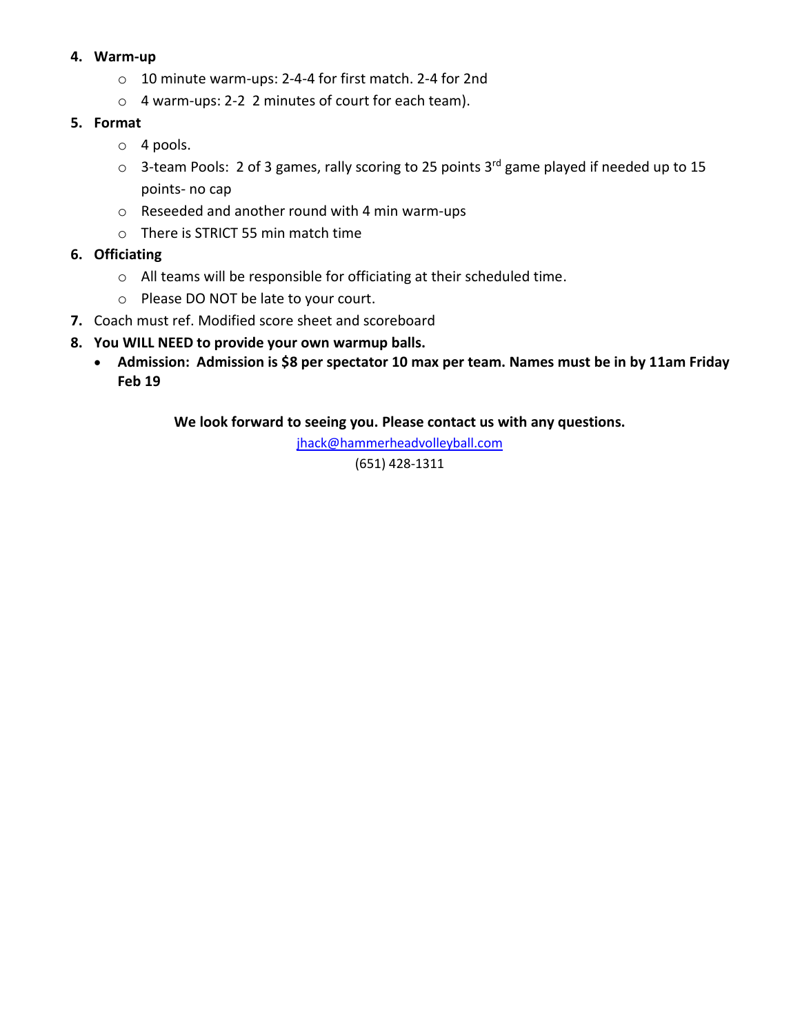4. **Warm-up**
   - 10 minute warm-ups: 2-4-4 for first match. 2-4 for 2nd
   - 4 warm-ups: 2-2  2 minutes of court for each team).
5. **Format**
   - 4 pools.
   - 3-team Pools:  2 of 3 games, rally scoring to 25 points 3rd game played if needed up to 15 points- no cap
   - Reseeded and another round with 4 min warm-ups
   - There is STRICT 55 min match time
6. **Officiating**
   - All teams will be responsible for officiating at their scheduled time.
   - Please DO NOT be late to your court.
7. Coach must ref. Modified score sheet and scoreboard
8. **You WILL NEED to provide your own warmup balls.**
   - **Admission:  Admission is $8 per spectator 10 max per team. Names must be in by 11am Friday Feb 19**

**We look forward to seeing you. Please contact us with any questions.**

jhack@hammerheadvolleyball.com

(651) 428-1311